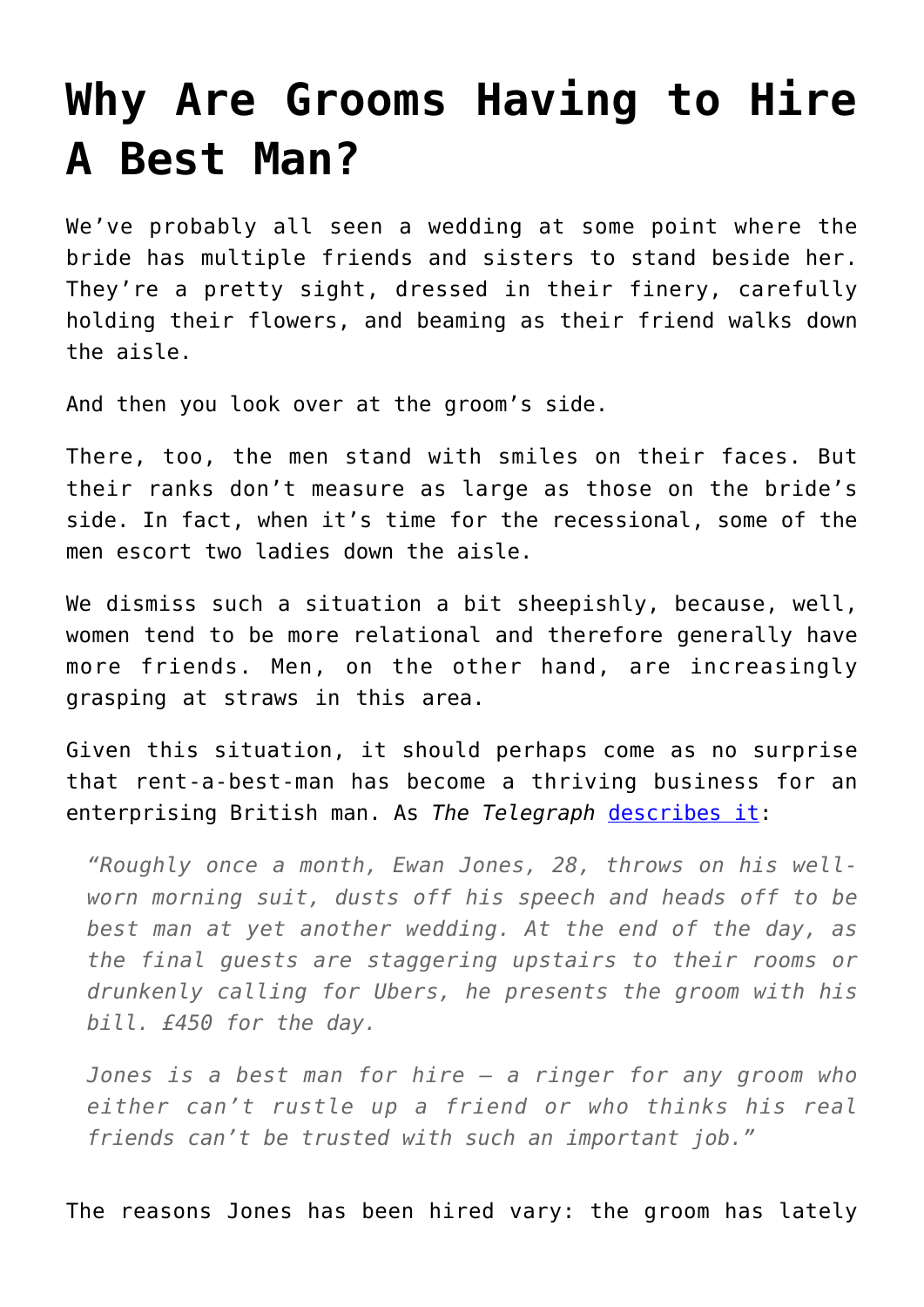# Why Are Grooms Having to Hire A Best Man?

We've probably all seen a wedding at some point where the bride has multiple friends and sisters to stand beside her. They're a pretty sight, dressed in their finery, carefully holding their flowers, and beaming as their friend walks down the aisle.

And then you look over at the groom's side.

There, too, the men stand with smiles on their faces. But their ranks don't measure as large as those on the bride's side. In fact, when it's time for the recessional, some of the men escort two ladies down the aisle.

We dismiss such a situation a bit sheepishly, because, well, women tend to be more relational and therefore generally have more friends. Men, on the other hand, are increasingly grasping at straws in this area.

Given this situation, it should perhaps come as no surprise that rent-a-best-man has become a thriving business for an enterprising British man. As *The Telegraph* describes it:

> *"Roughly once a month, Ewan Jones, 28, throws on his well-worn morning suit, dusts off his speech and heads off to be best man at yet another wedding. At the end of the day, as the final guests are staggering upstairs to their rooms or drunkenly calling for Ubers, he presents the groom with his bill. £450 for the day.*
>
> *Jones is a best man for hire – a ringer for any groom who either can't rustle up a friend or who thinks his real friends can't be trusted with such an important job."*

The reasons Jones has been hired vary: the groom has lately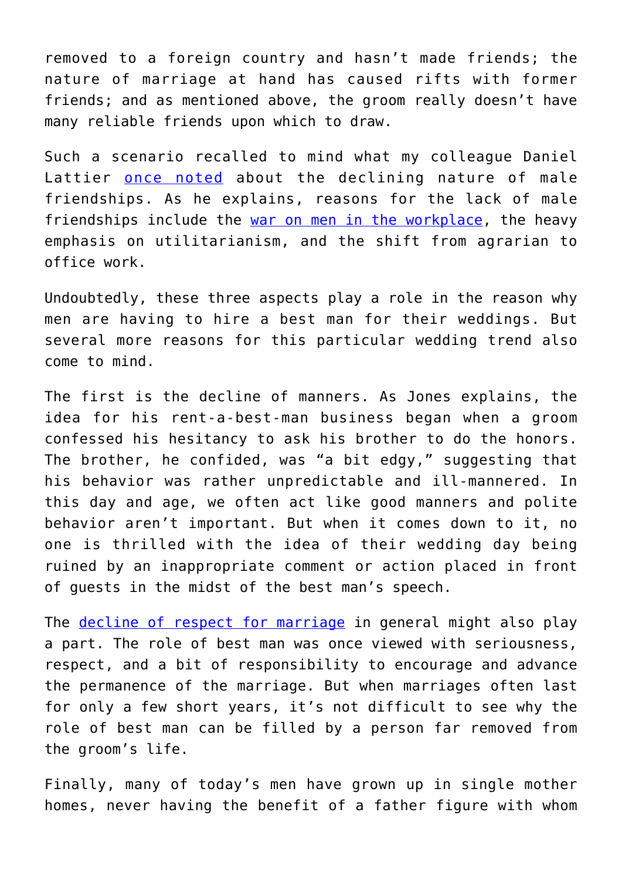removed to a foreign country and hasn't made friends; the nature of marriage at hand has caused rifts with former friends; and as mentioned above, the groom really doesn't have many reliable friends upon which to draw.

Such a scenario recalled to mind what my colleague Daniel Lattier [once noted](#) about the declining nature of male friendships. As he explains, reasons for the lack of male friendships include the [war on men in the workplace](#), the heavy emphasis on utilitarianism, and the shift from agrarian to office work.

Undoubtedly, these three aspects play a role in the reason why men are having to hire a best man for their weddings. But several more reasons for this particular wedding trend also come to mind.

The first is the decline of manners. As Jones explains, the idea for his rent-a-best-man business began when a groom confessed his hesitancy to ask his brother to do the honors. The brother, he confided, was "a bit edgy," suggesting that his behavior was rather unpredictable and ill-mannered. In this day and age, we often act like good manners and polite behavior aren't important. But when it comes down to it, no one is thrilled with the idea of their wedding day being ruined by an inappropriate comment or action placed in front of guests in the midst of the best man's speech.

The [decline of respect for marriage](#) in general might also play a part. The role of best man was once viewed with seriousness, respect, and a bit of responsibility to encourage and advance the permanence of the marriage. But when marriages often last for only a few short years, it's not difficult to see why the role of best man can be filled by a person far removed from the groom's life.

Finally, many of today's men have grown up in single mother homes, never having the benefit of a father figure with whom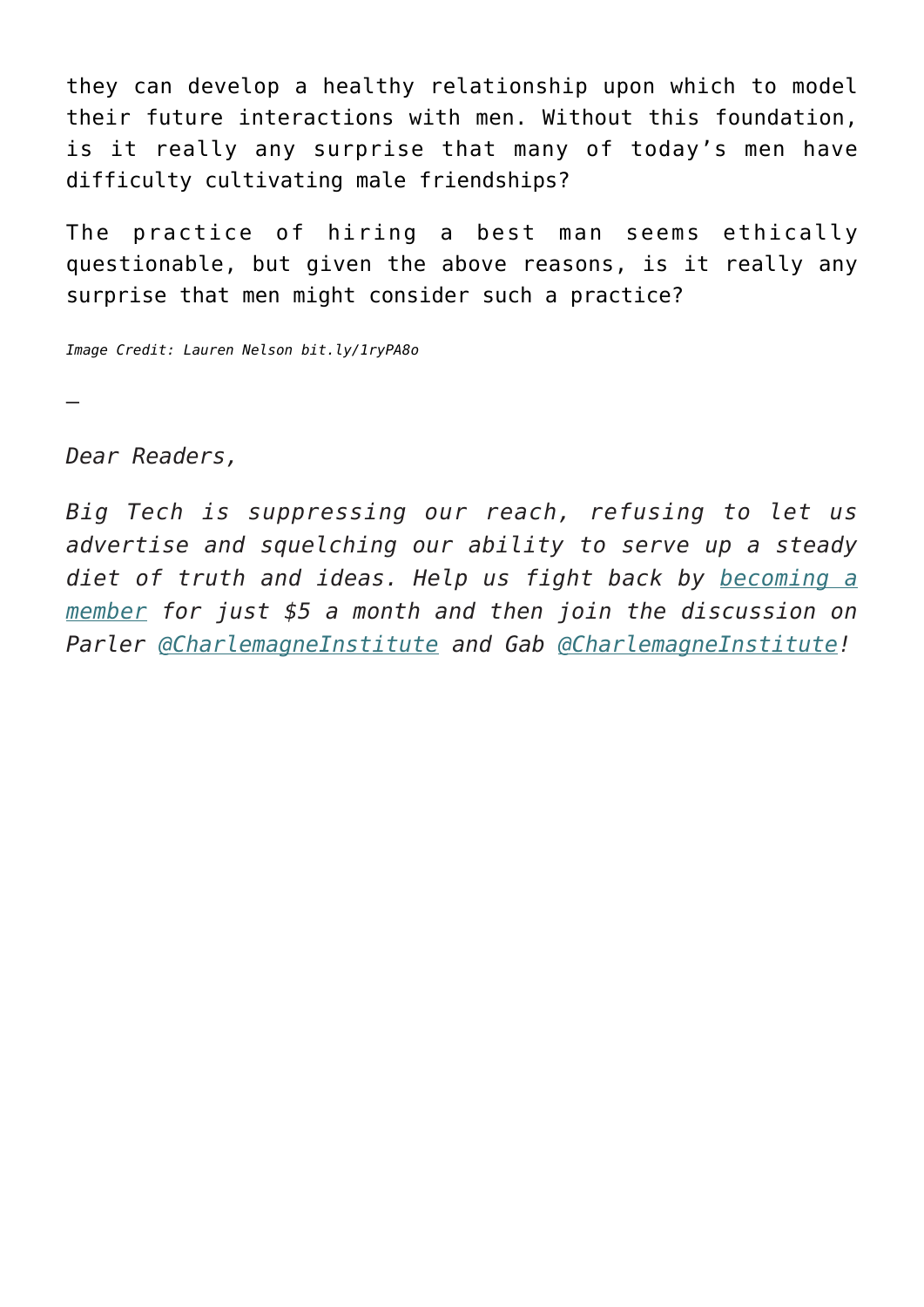they can develop a healthy relationship upon which to model their future interactions with men. Without this foundation, is it really any surprise that many of today's men have difficulty cultivating male friendships?

The practice of hiring a best man seems ethically questionable, but given the above reasons, is it really any surprise that men might consider such a practice?

*Image Credit: Lauren Nelson bit.ly/1ryPA8o*

—

*Dear Readers,*

*Big Tech is suppressing our reach, refusing to let us advertise and squelching our ability to serve up a steady diet of truth and ideas. Help us fight back by becoming a member for just $5 a month and then join the discussion on Parler @CharlemagneInstitute and Gab @CharlemagneInstitute!*